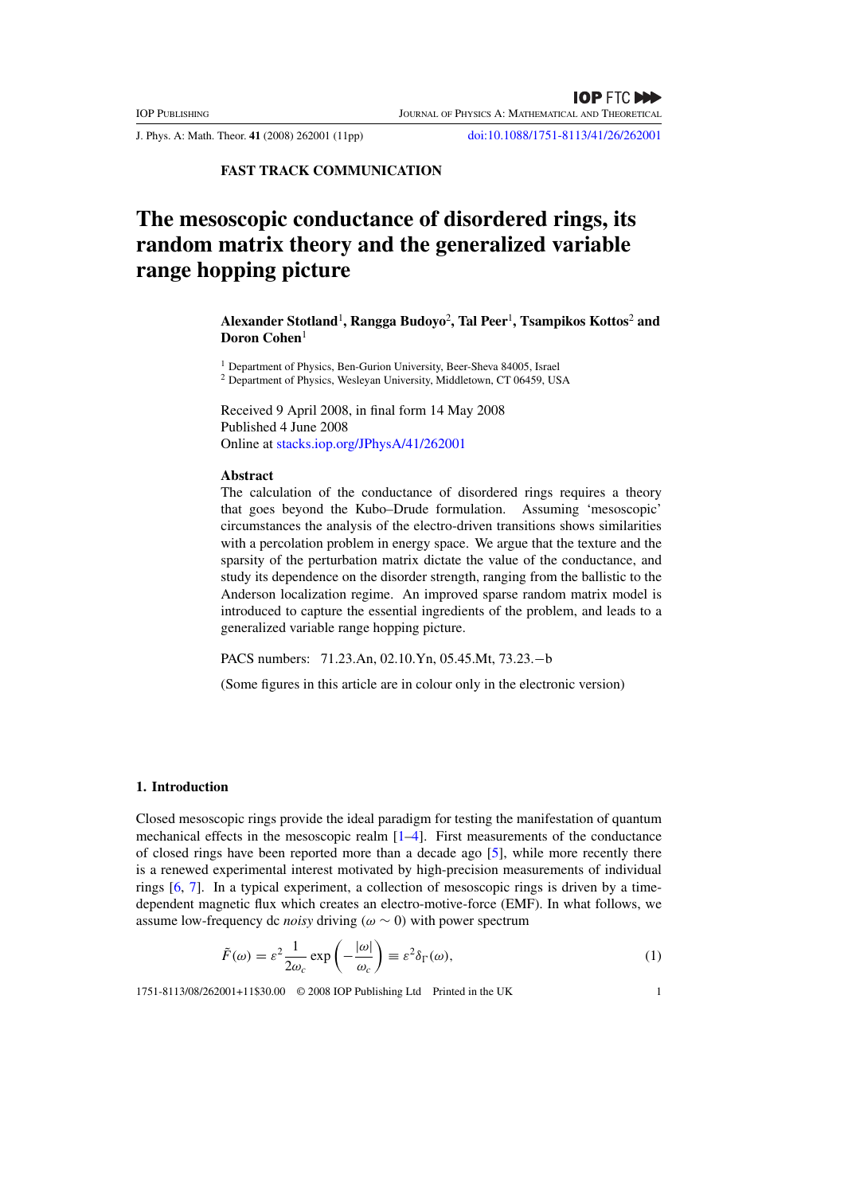FAST TRACK COMMUNICATION

# The mesoscopic conductance of disordered rings, its random matrix theory and the generalized variable range hopping picture

**Alexander Stotland**[1], **Rangga Budoyo**[2], **Tal Peer**[1], **Tsampikos Kottos**[2] **and Doron Cohen**[1]

[1] Department of Physics, Ben-Gurion University, Beer-Sheva 84005, Israel
[2] Department of Physics, Wesleyan University, Middletown, CT 06459, USA

Received 9 April 2008, in final form 14 May 2008
Published 4 June 2008
Online at stacks.iop.org/JPhysA/41/262001

### Abstract

The calculation of the conductance of disordered rings requires a theory that goes beyond the Kubo–Drude formulation. Assuming 'mesoscopic' circumstances the analysis of the electro-driven transitions shows similarities with a percolation problem in energy space. We argue that the texture and the sparsity of the perturbation matrix dictate the value of the conductance, and study its dependence on the disorder strength, ranging from the ballistic to the Anderson localization regime. An improved sparse random matrix model is introduced to capture the essential ingredients of the problem, and leads to a generalized variable range hopping picture.

PACS numbers: 71.23.An, 02.10.Yn, 05.45.Mt, 73.23.−b

(Some figures in this article are in colour only in the electronic version)

## 1. Introduction

Closed mesoscopic rings provide the ideal paradigm for testing the manifestation of quantum mechanical effects in the mesoscopic realm [1–4]. First measurements of the conductance of closed rings have been reported more than a decade ago [5], while more recently there is a renewed experimental interest motivated by high-precision measurements of individual rings [6, 7]. In a typical experiment, a collection of mesoscopic rings is driven by a time-dependent magnetic flux which creates an electro-motive-force (EMF). In what follows, we assume low-frequency dc *noisy* driving ($\omega \sim 0$) with power spectrum

$$\tilde{F}(\omega) = \varepsilon^2 \frac{1}{2\omega_c} \exp\left(-\frac{|\omega|}{\omega_c}\right) \equiv \varepsilon^2 \delta_\Gamma(\omega), \tag{1}$$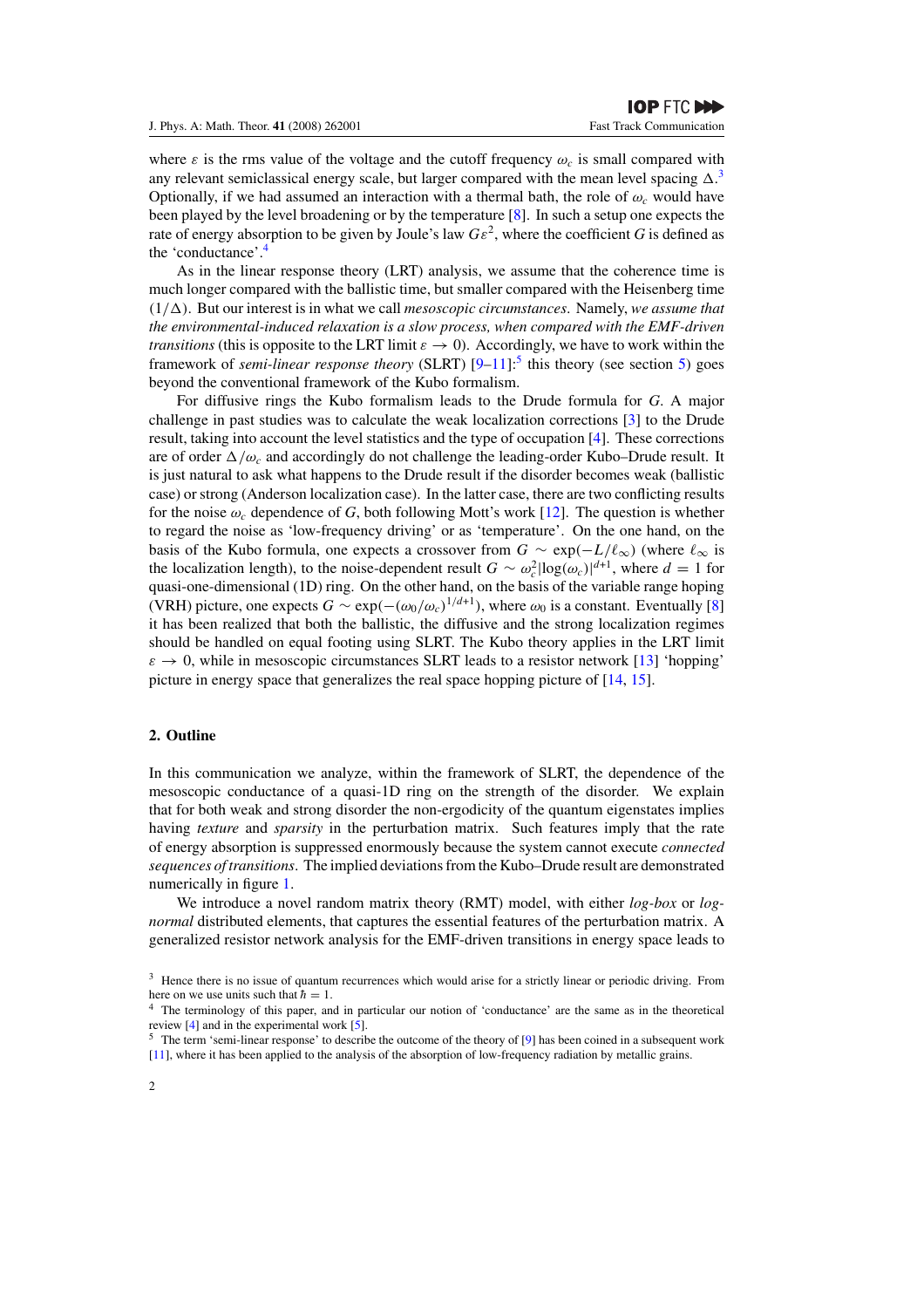where $\varepsilon$ is the rms value of the voltage and the cutoff frequency $\omega_c$ is small compared with any relevant semiclassical energy scale, but larger compared with the mean level spacing $\Delta$.[3] Optionally, if we had assumed an interaction with a thermal bath, the role of $\omega_c$ would have been played by the level broadening or by the temperature [8]. In such a setup one expects the rate of energy absorption to be given by Joule's law $G\varepsilon^2$, where the coefficient $G$ is defined as the 'conductance'.[4]

As in the linear response theory (LRT) analysis, we assume that the coherence time is much longer compared with the ballistic time, but smaller compared with the Heisenberg time $(1/\Delta)$. But our interest is in what we call *mesoscopic circumstances*. Namely, *we assume that the environmental-induced relaxation is a slow process, when compared with the EMF-driven transitions* (this is opposite to the LRT limit $\varepsilon \to 0$). Accordingly, we have to work within the framework of *semi-linear response theory* (SLRT) [9–11]:[5] this theory (see section 5) goes beyond the conventional framework of the Kubo formalism.

For diffusive rings the Kubo formalism leads to the Drude formula for $G$. A major challenge in past studies was to calculate the weak localization corrections [3] to the Drude result, taking into account the level statistics and the type of occupation [4]. These corrections are of order $\Delta/\omega_c$ and accordingly do not challenge the leading-order Kubo–Drude result. It is just natural to ask what happens to the Drude result if the disorder becomes weak (ballistic case) or strong (Anderson localization case). In the latter case, there are two conflicting results for the noise $\omega_c$ dependence of $G$, both following Mott's work [12]. The question is whether to regard the noise as 'low-frequency driving' or as 'temperature'. On the one hand, on the basis of the Kubo formula, one expects a crossover from $G \sim \exp(-L/\ell_\infty)$ (where $\ell_\infty$ is the localization length), to the noise-dependent result $G \sim \omega_c^2 |\log(\omega_c)|^{d+1}$, where $d = 1$ for quasi-one-dimensional (1D) ring. On the other hand, on the basis of the variable range hoping (VRH) picture, one expects $G \sim \exp(-(\omega_0/\omega_c)^{1/d+1})$, where $\omega_0$ is a constant. Eventually [8] it has been realized that both the ballistic, the diffusive and the strong localization regimes should be handled on equal footing using SLRT. The Kubo theory applies in the LRT limit $\varepsilon \to 0$, while in mesoscopic circumstances SLRT leads to a resistor network [13] 'hopping' picture in energy space that generalizes the real space hopping picture of [14, 15].

## 2. Outline

In this communication we analyze, within the framework of SLRT, the dependence of the mesoscopic conductance of a quasi-1D ring on the strength of the disorder. We explain that for both weak and strong disorder the non-ergodicity of the quantum eigenstates implies having *texture* and *sparsity* in the perturbation matrix. Such features imply that the rate of energy absorption is suppressed enormously because the system cannot execute *connected sequences of transitions*. The implied deviations from the Kubo–Drude result are demonstrated numerically in figure 1.

We introduce a novel random matrix theory (RMT) model, with either *log-box* or *log-normal* distributed elements, that captures the essential features of the perturbation matrix. A generalized resistor network analysis for the EMF-driven transitions in energy space leads to

[3] Hence there is no issue of quantum recurrences which would arise for a strictly linear or periodic driving. From here on we use units such that $\hbar = 1$.

[4] The terminology of this paper, and in particular our notion of 'conductance' are the same as in the theoretical review [4] and in the experimental work [5].

[5] The term 'semi-linear response' to describe the outcome of the theory of [9] has been coined in a subsequent work [11], where it has been applied to the analysis of the absorption of low-frequency radiation by metallic grains.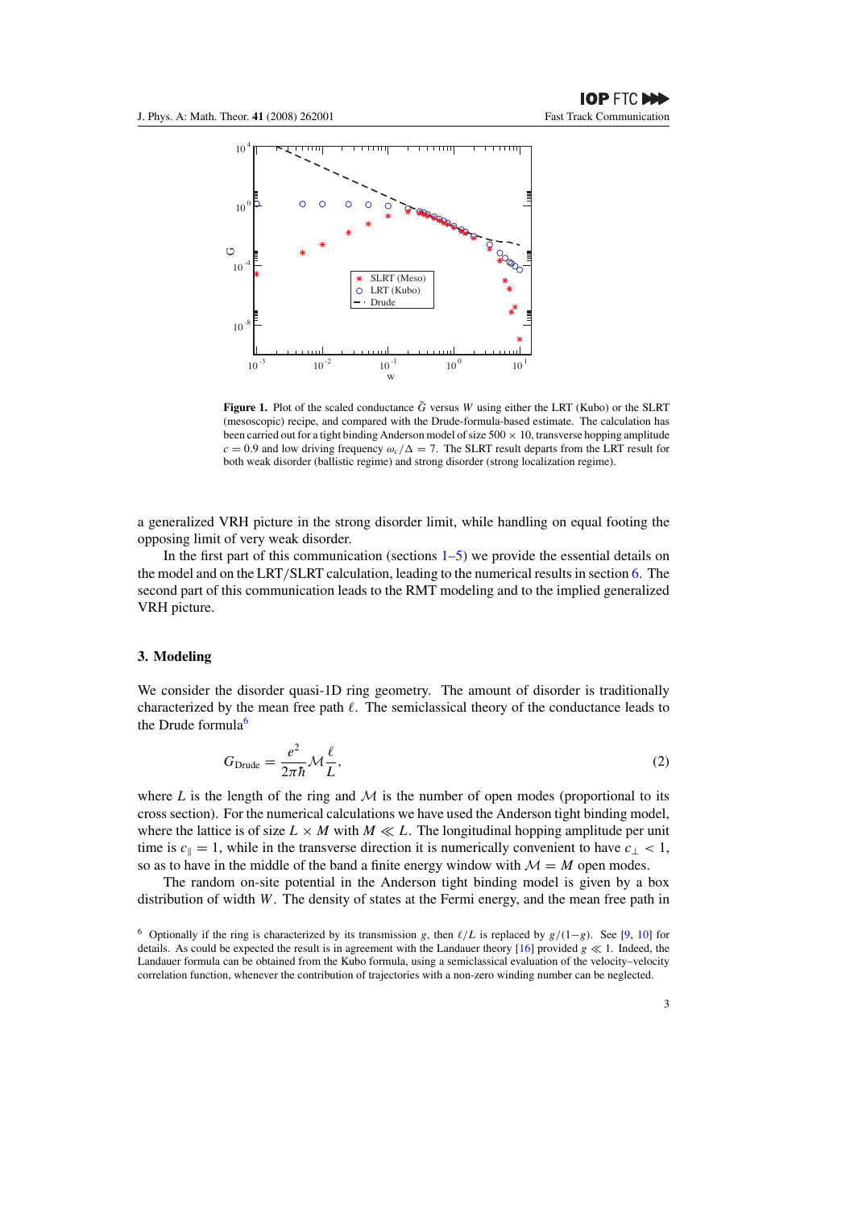**Figure 1.** Plot of the scaled conductance $\tilde{G}$ versus $W$ using either the LRT (Kubo) or the SLRT (mesoscopic) recipe, and compared with the Drude-formula-based estimate. The calculation has been carried out for a tight binding Anderson model of size $500 \times 10$, transverse hopping amplitude $c = 0.9$ and low driving frequency $\omega_c/\Delta = 7$. The SLRT result departs from the LRT result for both weak disorder (ballistic regime) and strong disorder (strong localization regime).

a generalized VRH picture in the strong disorder limit, while handling on equal footing the opposing limit of very weak disorder.

In the first part of this communication (sections 1–5) we provide the essential details on the model and on the LRT/SLRT calculation, leading to the numerical results in section 6. The second part of this communication leads to the RMT modeling and to the implied generalized VRH picture.

## 3. Modeling

We consider the disorder quasi-1D ring geometry. The amount of disorder is traditionally characterized by the mean free path $\ell$. The semiclassical theory of the conductance leads to the Drude formula[6]

$$G_{\text{Drude}} = \frac{e^2}{2\pi\hbar}\mathcal{M}\frac{\ell}{L}, \tag{2}$$

where $L$ is the length of the ring and $\mathcal{M}$ is the number of open modes (proportional to its cross section). For the numerical calculations we have used the Anderson tight binding model, where the lattice is of size $L \times M$ with $M \ll L$. The longitudinal hopping amplitude per unit time is $c_\parallel = 1$, while in the transverse direction it is numerically convenient to have $c_\perp < 1$, so as to have in the middle of the band a finite energy window with $\mathcal{M} = M$ open modes.

The random on-site potential in the Anderson tight binding model is given by a box distribution of width $W$. The density of states at the Fermi energy, and the mean free path in

[6] Optionally if the ring is characterized by its transmission $g$, then $\ell/L$ is replaced by $g/(1-g)$. See [9, 10] for details. As could be expected the result is in agreement with the Landauer theory [16] provided $g \ll 1$. Indeed, the Landauer formula can be obtained from the Kubo formula, using a semiclassical evaluation of the velocity–velocity correlation function, whenever the contribution of trajectories with a non-zero winding number can be neglected.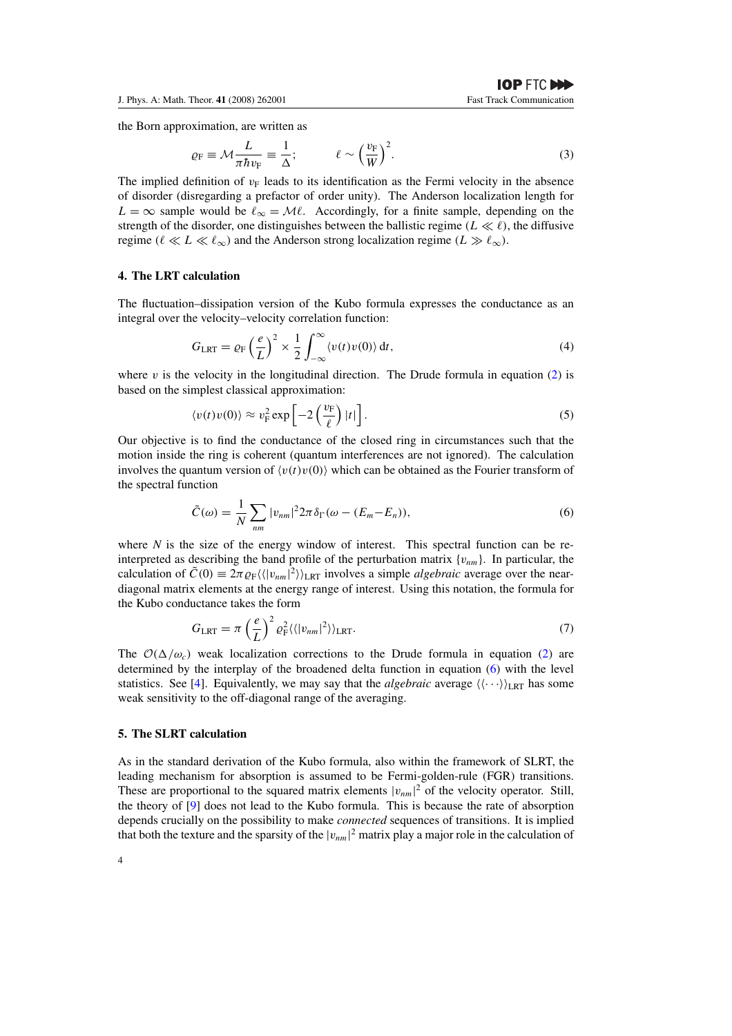the Born approximation, are written as

$$\varrho_{\mathrm{F}} \equiv \mathcal{M}\frac{L}{\pi\hbar v_{\mathrm{F}}} \equiv \frac{1}{\Delta}; \qquad \ell \sim \left(\frac{v_{\mathrm{F}}}{W}\right)^2. \tag{3}$$

The implied definition of $v_{\mathrm{F}}$ leads to its identification as the Fermi velocity in the absence of disorder (disregarding a prefactor of order unity). The Anderson localization length for $L = \infty$ sample would be $\ell_\infty = \mathcal{M}\ell$. Accordingly, for a finite sample, depending on the strength of the disorder, one distinguishes between the ballistic regime ($L \ll \ell$), the diffusive regime ($\ell \ll L \ll \ell_\infty$) and the Anderson strong localization regime ($L \gg \ell_\infty$).

## 4. The LRT calculation

The fluctuation–dissipation version of the Kubo formula expresses the conductance as an integral over the velocity–velocity correlation function:

$$G_{\mathrm{LRT}} = \varrho_{\mathrm{F}}\left(\frac{e}{L}\right)^2 \times \frac{1}{2}\int_{-\infty}^{\infty}\langle v(t)v(0)\rangle\,\mathrm{d}t, \tag{4}$$

where $v$ is the velocity in the longitudinal direction. The Drude formula in equation (2) is based on the simplest classical approximation:

$$\langle v(t)v(0)\rangle \approx v_{\mathrm{F}}^2 \exp\left[-2\left(\frac{v_{\mathrm{F}}}{\ell}\right)|t|\right]. \tag{5}$$

Our objective is to find the conductance of the closed ring in circumstances such that the motion inside the ring is coherent (quantum interferences are not ignored). The calculation involves the quantum version of $\langle v(t)v(0)\rangle$ which can be obtained as the Fourier transform of the spectral function

$$\tilde{C}(\omega) = \frac{1}{N}\sum_{nm}|v_{nm}|^2 2\pi\delta_\Gamma(\omega - (E_m - E_n)), \tag{6}$$

where $N$ is the size of the energy window of interest. This spectral function can be re-interpreted as describing the band profile of the perturbation matrix $\{v_{nm}\}$. In particular, the calculation of $\tilde{C}(0) \equiv 2\pi\varrho_{\mathrm{F}}\langle\langle|v_{nm}|^2\rangle\rangle_{\mathrm{LRT}}$ involves a simple *algebraic* average over the near-diagonal matrix elements at the energy range of interest. Using this notation, the formula for the Kubo conductance takes the form

$$G_{\mathrm{LRT}} = \pi\left(\frac{e}{L}\right)^2 \varrho_{\mathrm{F}}^2\langle\langle|v_{nm}|^2\rangle\rangle_{\mathrm{LRT}}. \tag{7}$$

The $\mathcal{O}(\Delta/\omega_c)$ weak localization corrections to the Drude formula in equation (2) are determined by the interplay of the broadened delta function in equation (6) with the level statistics. See [4]. Equivalently, we may say that the *algebraic* average $\langle\langle\cdots\rangle\rangle_{\mathrm{LRT}}$ has some weak sensitivity to the off-diagonal range of the averaging.

## 5. The SLRT calculation

As in the standard derivation of the Kubo formula, also within the framework of SLRT, the leading mechanism for absorption is assumed to be Fermi-golden-rule (FGR) transitions. These are proportional to the squared matrix elements $|v_{nm}|^2$ of the velocity operator. Still, the theory of [9] does not lead to the Kubo formula. This is because the rate of absorption depends crucially on the possibility to make *connected* sequences of transitions. It is implied that both the texture and the sparsity of the $|v_{nm}|^2$ matrix play a major role in the calculation of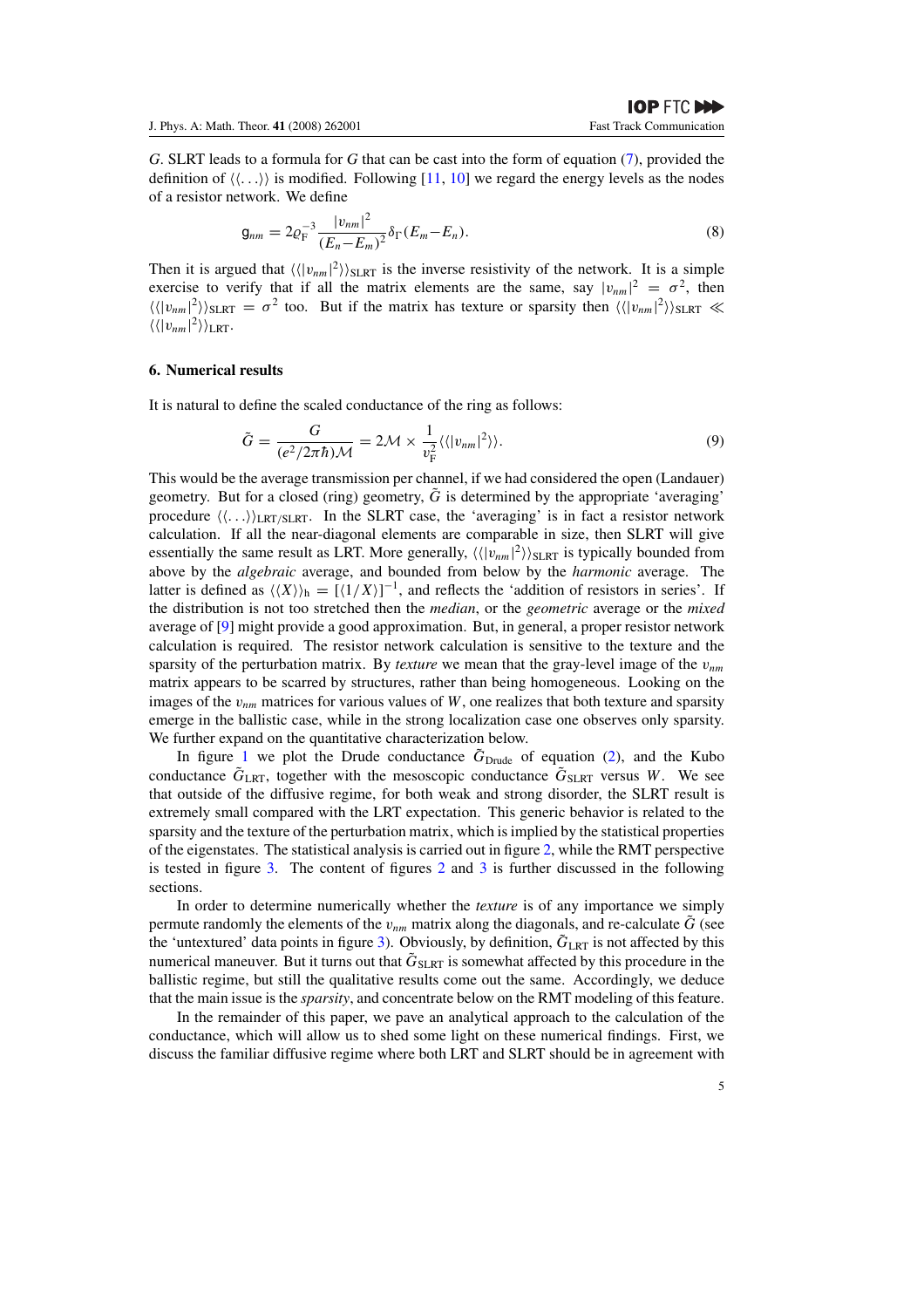$G$. SLRT leads to a formula for $G$ that can be cast into the form of equation (7), provided the definition of $\langle\langle \ldots \rangle\rangle$ is modified. Following [11, 10] we regard the energy levels as the nodes of a resistor network. We define

$$\mathsf{g}_{nm} = 2\varrho_{\mathrm{F}}^{-3} \frac{|v_{nm}|^2}{(E_n - E_m)^2} \delta_{\Gamma}(E_m - E_n). \tag{8}$$

Then it is argued that $\langle\langle |v_{nm}|^2 \rangle\rangle_{\mathrm{SLRT}}$ is the inverse resistivity of the network. It is a simple exercise to verify that if all the matrix elements are the same, say $|v_{nm}|^2 = \sigma^2$, then $\langle\langle |v_{nm}|^2 \rangle\rangle_{\mathrm{SLRT}} = \sigma^2$ too. But if the matrix has texture or sparsity then $\langle\langle |v_{nm}|^2 \rangle\rangle_{\mathrm{SLRT}} \ll \langle\langle |v_{nm}|^2 \rangle\rangle_{\mathrm{LRT}}$.

## 6. Numerical results

It is natural to define the scaled conductance of the ring as follows:

$$\tilde{G} = \frac{G}{(e^2/2\pi\hbar)\mathcal{M}} = 2\mathcal{M} \times \frac{1}{v_{\mathrm{F}}^2} \langle\langle |v_{nm}|^2 \rangle\rangle. \tag{9}$$

This would be the average transmission per channel, if we had considered the open (Landauer) geometry. But for a closed (ring) geometry, $\tilde{G}$ is determined by the appropriate 'averaging' procedure $\langle\langle \ldots \rangle\rangle_{\mathrm{LRT/SLRT}}$. In the SLRT case, the 'averaging' is in fact a resistor network calculation. If all the near-diagonal elements are comparable in size, then SLRT will give essentially the same result as LRT. More generally, $\langle\langle |v_{nm}|^2 \rangle\rangle_{\mathrm{SLRT}}$ is typically bounded from above by the *algebraic* average, and bounded from below by the *harmonic* average. The latter is defined as $\langle\langle X \rangle\rangle_{\mathrm{h}} = [\langle 1/X \rangle]^{-1}$, and reflects the 'addition of resistors in series'. If the distribution is not too stretched then the *median*, or the *geometric* average or the *mixed* average of [9] might provide a good approximation. But, in general, a proper resistor network calculation is required. The resistor network calculation is sensitive to the texture and the sparsity of the perturbation matrix. By *texture* we mean that the gray-level image of the $v_{nm}$ matrix appears to be scarred by structures, rather than being homogeneous. Looking on the images of the $v_{nm}$ matrices for various values of $W$, one realizes that both texture and sparsity emerge in the ballistic case, while in the strong localization case one observes only sparsity. We further expand on the quantitative characterization below.

In figure 1 we plot the Drude conductance $\tilde{G}_{\mathrm{Drude}}$ of equation (2), and the Kubo conductance $\tilde{G}_{\mathrm{LRT}}$, together with the mesoscopic conductance $\tilde{G}_{\mathrm{SLRT}}$ versus $W$. We see that outside of the diffusive regime, for both weak and strong disorder, the SLRT result is extremely small compared with the LRT expectation. This generic behavior is related to the sparsity and the texture of the perturbation matrix, which is implied by the statistical properties of the eigenstates. The statistical analysis is carried out in figure 2, while the RMT perspective is tested in figure 3. The content of figures 2 and 3 is further discussed in the following sections.

In order to determine numerically whether the *texture* is of any importance we simply permute randomly the elements of the $v_{nm}$ matrix along the diagonals, and re-calculate $\tilde{G}$ (see the 'untextured' data points in figure 3). Obviously, by definition, $\tilde{G}_{\mathrm{LRT}}$ is not affected by this numerical maneuver. But it turns out that $\tilde{G}_{\mathrm{SLRT}}$ is somewhat affected by this procedure in the ballistic regime, but still the qualitative results come out the same. Accordingly, we deduce that the main issue is the *sparsity*, and concentrate below on the RMT modeling of this feature.

In the remainder of this paper, we pave an analytical approach to the calculation of the conductance, which will allow us to shed some light on these numerical findings. First, we discuss the familiar diffusive regime where both LRT and SLRT should be in agreement with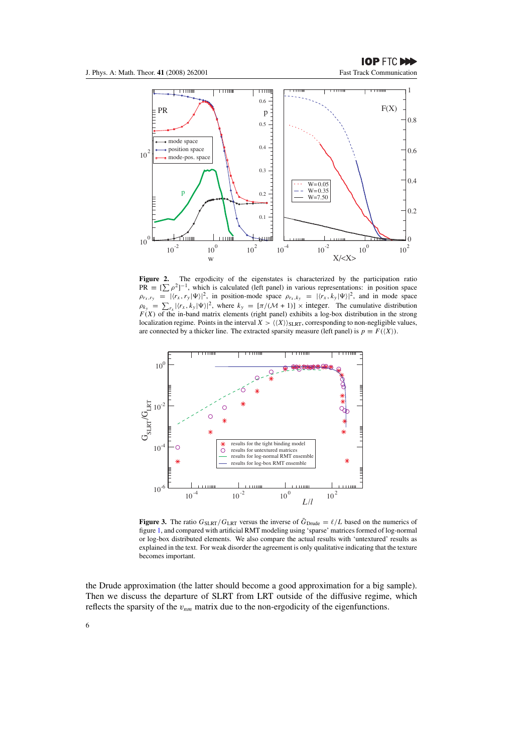**Figure 2.** The ergodicity of the eigenstates is characterized by the participation ratio $\text{PR} \equiv [\sum \rho^2]^{-1}$, which is calculated (left panel) in various representations: in position space $\rho_{r_x,r_y} = |\langle r_x, r_y|\Psi\rangle|^2$, in position-mode space $\rho_{r_x,k_y} = |\langle r_x, k_y|\Psi\rangle|^2$, and in mode space $\rho_{k_y} = \sum_{r_x} |\langle r_x, k_y|\Psi\rangle|^2$, where $k_y = [\pi/(\mathcal{M}+1)] \times$ integer. The cumulative distribution $F(X)$ of the in-band matrix elements (right panel) exhibits a log-box distribution in the strong localization regime. Points in the interval $X > \langle\langle X\rangle\rangle_{\text{SLRT}}$, corresponding to non-negligible values, are connected by a thicker line. The extracted sparsity measure (left panel) is $p \equiv F(\langle X\rangle)$.

**Figure 3.** The ratio $G_{\text{SLRT}}/G_{\text{LRT}}$ versus the inverse of $\tilde{G}_{\text{Drude}} = \ell/L$ based on the numerics of figure 1, and compared with artificial RMT modeling using 'sparse' matrices formed of log-normal or log-box distributed elements. We also compare the actual results with 'untextured' results as explained in the text. For weak disorder the agreement is only qualitative indicating that the texture becomes important.

the Drude approximation (the latter should become a good approximation for a big sample). Then we discuss the departure of SLRT from LRT outside of the diffusive regime, which reflects the sparsity of the $v_{nm}$ matrix due to the non-ergodicity of the eigenfunctions.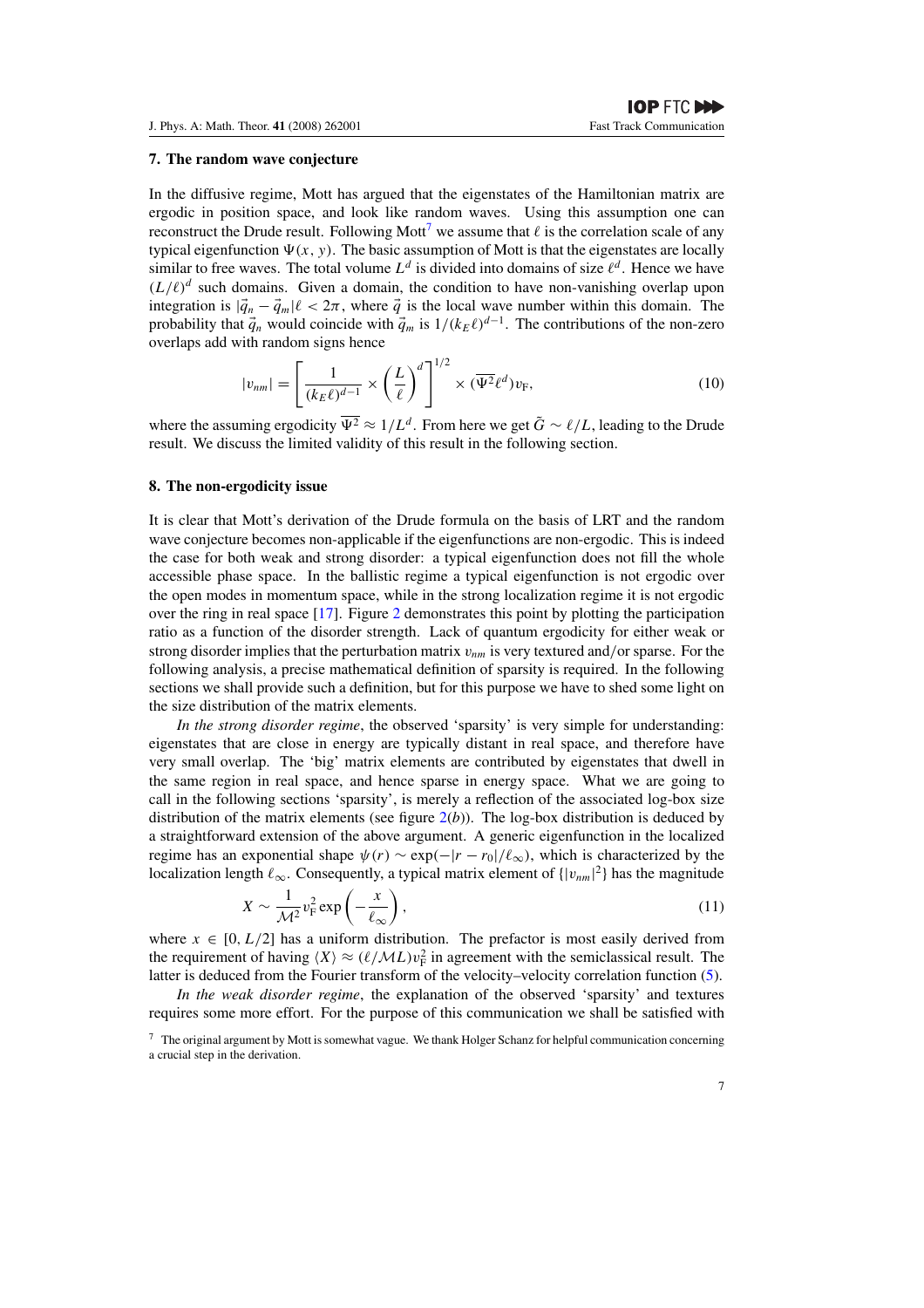## 7. The random wave conjecture

In the diffusive regime, Mott has argued that the eigenstates of the Hamiltonian matrix are ergodic in position space, and look like random waves. Using this assumption one can reconstruct the Drude result. Following Mott[7] we assume that $\ell$ is the correlation scale of any typical eigenfunction $\Psi(x, y)$. The basic assumption of Mott is that the eigenstates are locally similar to free waves. The total volume $L^d$ is divided into domains of size $\ell^d$. Hence we have $(L/\ell)^d$ such domains. Given a domain, the condition to have non-vanishing overlap upon integration is $|\vec{q}_n - \vec{q}_m|\ell < 2\pi$, where $\vec{q}$ is the local wave number within this domain. The probability that $\vec{q}_n$ would coincide with $\vec{q}_m$ is $1/(k_E\ell)^{d-1}$. The contributions of the non-zero overlaps add with random signs hence

$$|v_{nm}| = \left[\frac{1}{(k_E\ell)^{d-1}} \times \left(\frac{L}{\ell}\right)^d\right]^{1/2} \times (\overline{\Psi^2}\ell^d)v_{\mathrm{F}}, \tag{10}$$

where the assuming ergodicity $\overline{\Psi^2} \approx 1/L^d$. From here we get $\tilde{G} \sim \ell/L$, leading to the Drude result. We discuss the limited validity of this result in the following section.

## 8. The non-ergodicity issue

It is clear that Mott's derivation of the Drude formula on the basis of LRT and the random wave conjecture becomes non-applicable if the eigenfunctions are non-ergodic. This is indeed the case for both weak and strong disorder: a typical eigenfunction does not fill the whole accessible phase space. In the ballistic regime a typical eigenfunction is not ergodic over the open modes in momentum space, while in the strong localization regime it is not ergodic over the ring in real space [17]. Figure 2 demonstrates this point by plotting the participation ratio as a function of the disorder strength. Lack of quantum ergodicity for either weak or strong disorder implies that the perturbation matrix $v_{nm}$ is very textured and/or sparse. For the following analysis, a precise mathematical definition of sparsity is required. In the following sections we shall provide such a definition, but for this purpose we have to shed some light on the size distribution of the matrix elements.

*In the strong disorder regime*, the observed 'sparsity' is very simple for understanding: eigenstates that are close in energy are typically distant in real space, and therefore have very small overlap. The 'big' matrix elements are contributed by eigenstates that dwell in the same region in real space, and hence sparse in energy space. What we are going to call in the following sections 'sparsity', is merely a reflection of the associated log-box size distribution of the matrix elements (see figure 2(*b*)). The log-box distribution is deduced by a straightforward extension of the above argument. A generic eigenfunction in the localized regime has an exponential shape $\psi(r) \sim \exp(-|r - r_0|/\ell_\infty)$, which is characterized by the localization length $\ell_\infty$. Consequently, a typical matrix element of $\{|v_{nm}|^2\}$ has the magnitude

$$X \sim \frac{1}{\mathcal{M}^2} v_{\mathrm{F}}^2 \exp\left(-\frac{x}{\ell_\infty}\right), \tag{11}$$

where $x \in [0, L/2]$ has a uniform distribution. The prefactor is most easily derived from the requirement of having $\langle X\rangle \approx (\ell/\mathcal{M}L)v_{\mathrm{F}}^2$ in agreement with the semiclassical result. The latter is deduced from the Fourier transform of the velocity–velocity correlation function (5).

*In the weak disorder regime*, the explanation of the observed 'sparsity' and textures requires some more effort. For the purpose of this communication we shall be satisfied with

[7] The original argument by Mott is somewhat vague. We thank Holger Schanz for helpful communication concerning a crucial step in the derivation.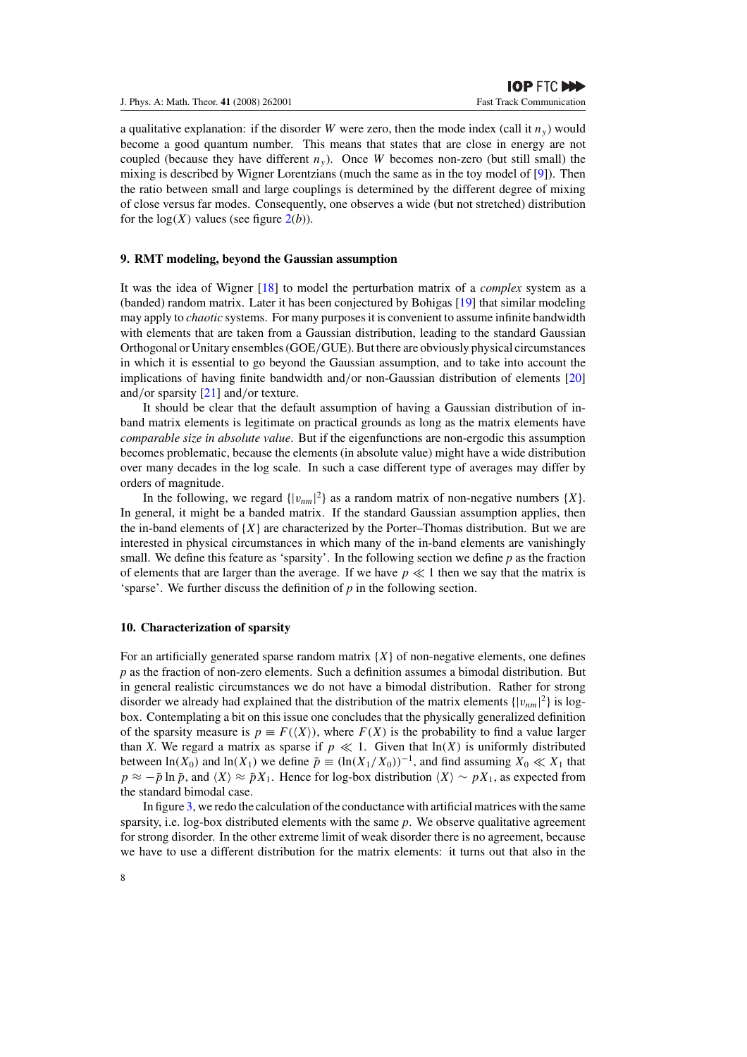a qualitative explanation: if the disorder $W$ were zero, then the mode index (call it $n_y$) would become a good quantum number. This means that states that are close in energy are not coupled (because they have different $n_y$). Once $W$ becomes non-zero (but still small) the mixing is described by Wigner Lorentzians (much the same as in the toy model of [9]). Then the ratio between small and large couplings is determined by the different degree of mixing of close versus far modes. Consequently, one observes a wide (but not stretched) distribution for the $\log(X)$ values (see figure 2(*b*)).

## 9. RMT modeling, beyond the Gaussian assumption

It was the idea of Wigner [18] to model the perturbation matrix of a *complex* system as a (banded) random matrix. Later it has been conjectured by Bohigas [19] that similar modeling may apply to *chaotic* systems. For many purposes it is convenient to assume infinite bandwidth with elements that are taken from a Gaussian distribution, leading to the standard Gaussian Orthogonal or Unitary ensembles (GOE/GUE). But there are obviously physical circumstances in which it is essential to go beyond the Gaussian assumption, and to take into account the implications of having finite bandwidth and/or non-Gaussian distribution of elements [20] and/or sparsity [21] and/or texture.

It should be clear that the default assumption of having a Gaussian distribution of in-band matrix elements is legitimate on practical grounds as long as the matrix elements have *comparable size in absolute value*. But if the eigenfunctions are non-ergodic this assumption becomes problematic, because the elements (in absolute value) might have a wide distribution over many decades in the log scale. In such a case different type of averages may differ by orders of magnitude.

In the following, we regard $\{|v_{nm}|^2\}$ as a random matrix of non-negative numbers $\{X\}$. In general, it might be a banded matrix. If the standard Gaussian assumption applies, then the in-band elements of $\{X\}$ are characterized by the Porter–Thomas distribution. But we are interested in physical circumstances in which many of the in-band elements are vanishingly small. We define this feature as 'sparsity'. In the following section we define $p$ as the fraction of elements that are larger than the average. If we have $p \ll 1$ then we say that the matrix is 'sparse'. We further discuss the definition of $p$ in the following section.

## 10. Characterization of sparsity

For an artificially generated sparse random matrix $\{X\}$ of non-negative elements, one defines $p$ as the fraction of non-zero elements. Such a definition assumes a bimodal distribution. But in general realistic circumstances we do not have a bimodal distribution. Rather for strong disorder we already had explained that the distribution of the matrix elements $\{|v_{nm}|^2\}$ is log-box. Contemplating a bit on this issue one concludes that the physically generalized definition of the sparsity measure is $p \equiv F(\langle X \rangle)$, where $F(X)$ is the probability to find a value larger than $X$. We regard a matrix as sparse if $p \ll 1$. Given that $\ln(X)$ is uniformly distributed between $\ln(X_0)$ and $\ln(X_1)$ we define $\tilde{p} \equiv (\ln(X_1/X_0))^{-1}$, and find assuming $X_0 \ll X_1$ that $p \approx -\tilde{p} \ln \tilde{p}$, and $\langle X \rangle \approx \tilde{p} X_1$. Hence for log-box distribution $\langle X \rangle \sim p X_1$, as expected from the standard bimodal case.

In figure 3, we redo the calculation of the conductance with artificial matrices with the same sparsity, i.e. log-box distributed elements with the same $p$. We observe qualitative agreement for strong disorder. In the other extreme limit of weak disorder there is no agreement, because we have to use a different distribution for the matrix elements: it turns out that also in the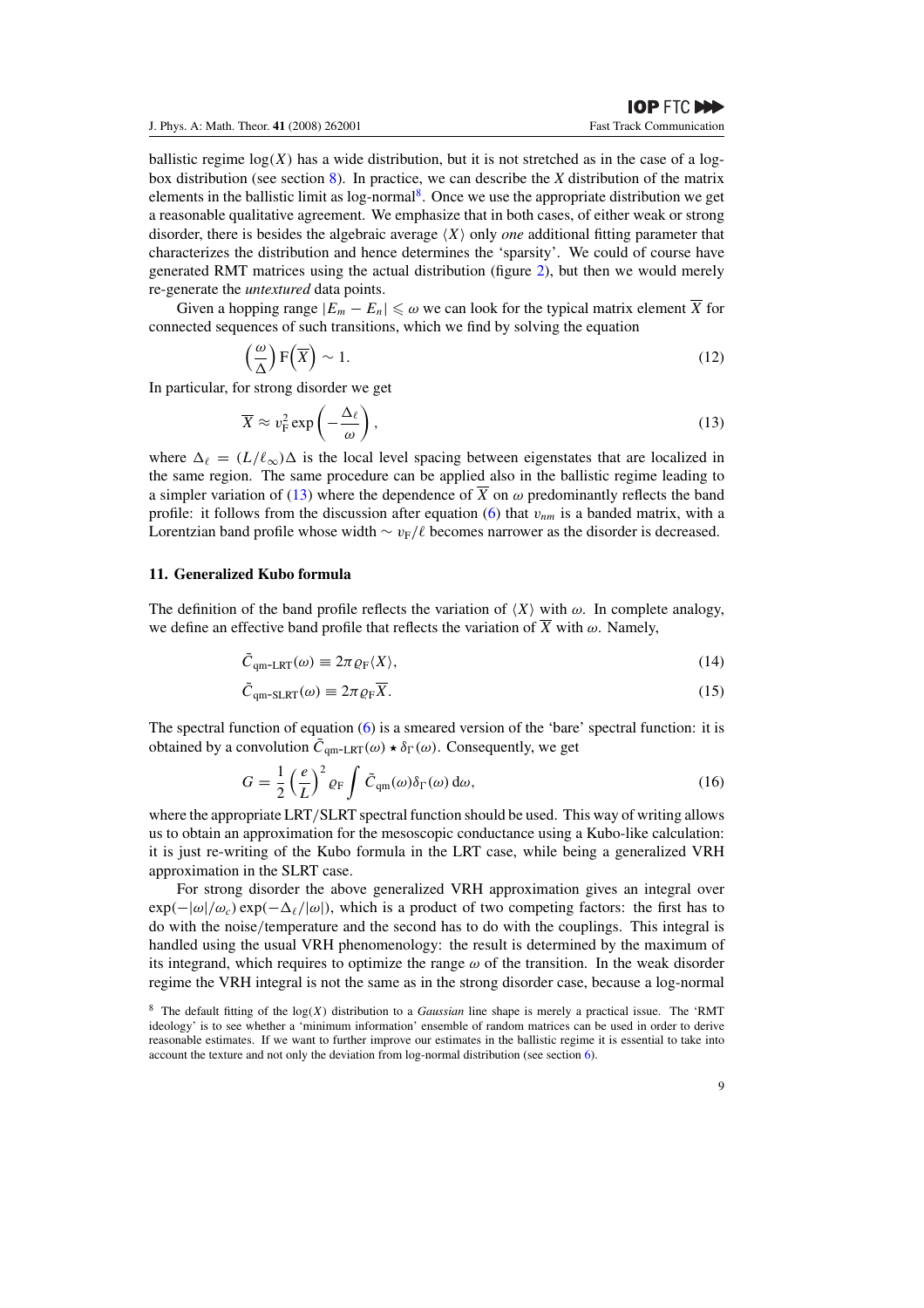ballistic regime $\log(X)$ has a wide distribution, but it is not stretched as in the case of a log-box distribution (see section 8). In practice, we can describe the $X$ distribution of the matrix elements in the ballistic limit as log-normal[8]. Once we use the appropriate distribution we get a reasonable qualitative agreement. We emphasize that in both cases, of either weak or strong disorder, there is besides the algebraic average $\langle X \rangle$ only *one* additional fitting parameter that characterizes the distribution and hence determines the 'sparsity'. We could of course have generated RMT matrices using the actual distribution (figure 2), but then we would merely re-generate the *untextured* data points.

Given a hopping range $|E_m - E_n| \leqslant \omega$ we can look for the typical matrix element $\overline{X}$ for connected sequences of such transitions, which we find by solving the equation

$$\left(\frac{\omega}{\Delta}\right) \mathrm{F}\left(\overline{X}\right) \sim 1. \tag{12}$$

In particular, for strong disorder we get

$$\overline{X} \approx v_{\mathrm{F}}^2 \exp\left(-\frac{\Delta_\ell}{\omega}\right), \tag{13}$$

where $\Delta_\ell = (L/\ell_\infty)\Delta$ is the local level spacing between eigenstates that are localized in the same region. The same procedure can be applied also in the ballistic regime leading to a simpler variation of (13) where the dependence of $\overline{X}$ on $\omega$ predominantly reflects the band profile: it follows from the discussion after equation (6) that $v_{nm}$ is a banded matrix, with a Lorentzian band profile whose width $\sim v_{\mathrm{F}}/\ell$ becomes narrower as the disorder is decreased.

## 11. Generalized Kubo formula

The definition of the band profile reflects the variation of $\langle X \rangle$ with $\omega$. In complete analogy, we define an effective band profile that reflects the variation of $\overline{X}$ with $\omega$. Namely,

$$\tilde{C}_{\text{qm-LRT}}(\omega) \equiv 2\pi \varrho_{\mathrm{F}} \langle X \rangle, \tag{14}$$

$$\tilde{C}_{\text{qm-SLRT}}(\omega) \equiv 2\pi \varrho_{\mathrm{F}} \overline{X}. \tag{15}$$

The spectral function of equation (6) is a smeared version of the 'bare' spectral function: it is obtained by a convolution $\tilde{C}_{\text{qm-LRT}}(\omega) \star \delta_\Gamma(\omega)$. Consequently, we get

$$G = \frac{1}{2}\left(\frac{e}{L}\right)^2 \varrho_{\mathrm{F}} \int \tilde{C}_{\text{qm}}(\omega)\delta_\Gamma(\omega)\,\mathrm{d}\omega, \tag{16}$$

where the appropriate LRT/SLRT spectral function should be used. This way of writing allows us to obtain an approximation for the mesoscopic conductance using a Kubo-like calculation: it is just re-writing of the Kubo formula in the LRT case, while being a generalized VRH approximation in the SLRT case.

For strong disorder the above generalized VRH approximation gives an integral over $\exp(-|\omega|/\omega_c)\exp(-\Delta_\ell/|\omega|)$, which is a product of two competing factors: the first has to do with the noise/temperature and the second has to do with the couplings. This integral is handled using the usual VRH phenomenology: the result is determined by the maximum of its integrand, which requires to optimize the range $\omega$ of the transition. In the weak disorder regime the VRH integral is not the same as in the strong disorder case, because a log-normal

[8] The default fitting of the $\log(X)$ distribution to a *Gaussian* line shape is merely a practical issue. The 'RMT ideology' is to see whether a 'minimum information' ensemble of random matrices can be used in order to derive reasonable estimates. If we want to further improve our estimates in the ballistic regime it is essential to take into account the texture and not only the deviation from log-normal distribution (see section 6).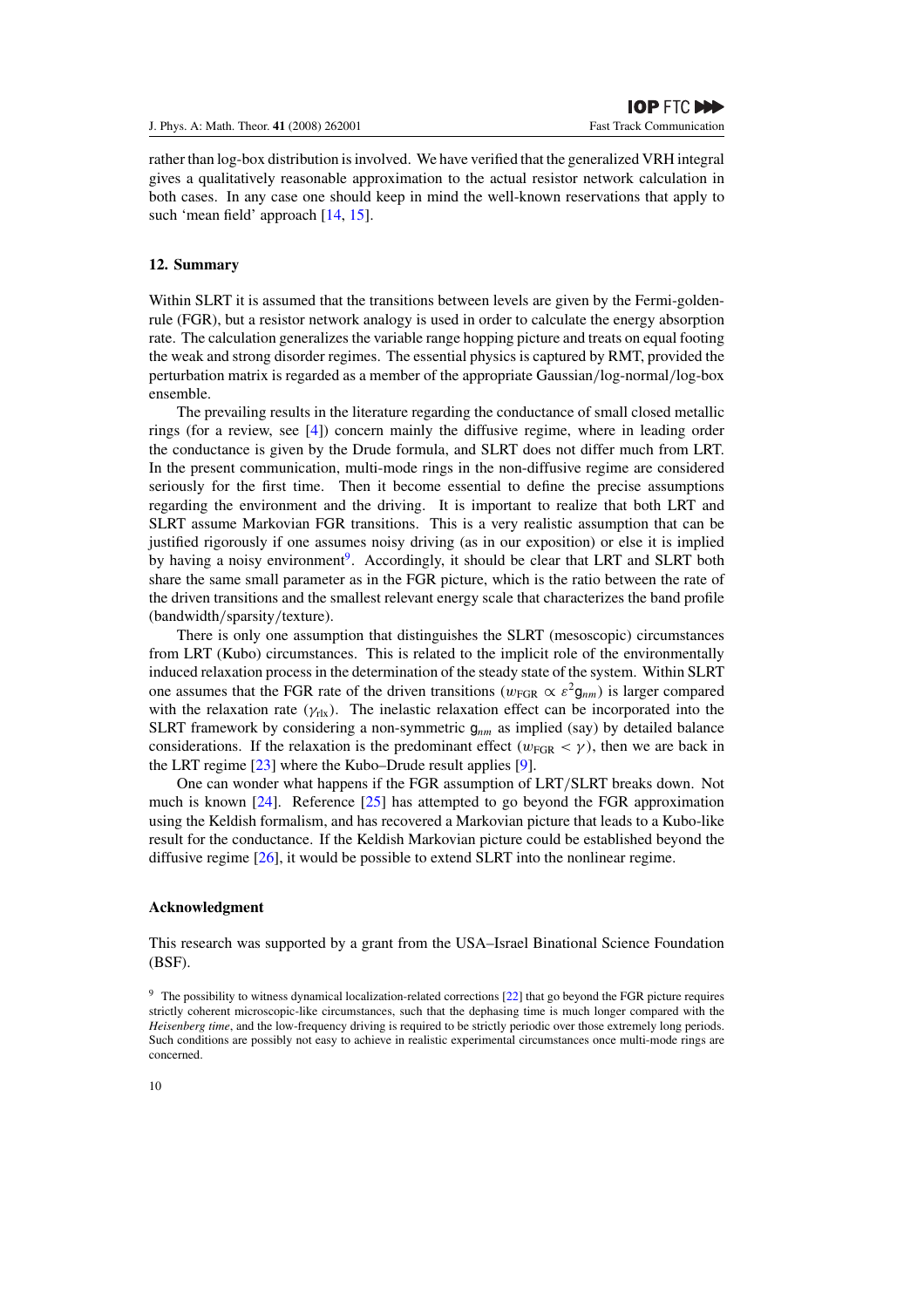rather than log-box distribution is involved. We have verified that the generalized VRH integral gives a qualitatively reasonable approximation to the actual resistor network calculation in both cases. In any case one should keep in mind the well-known reservations that apply to such 'mean field' approach [14, 15].

## 12. Summary

Within SLRT it is assumed that the transitions between levels are given by the Fermi-golden-rule (FGR), but a resistor network analogy is used in order to calculate the energy absorption rate. The calculation generalizes the variable range hopping picture and treats on equal footing the weak and strong disorder regimes. The essential physics is captured by RMT, provided the perturbation matrix is regarded as a member of the appropriate Gaussian/log-normal/log-box ensemble.

The prevailing results in the literature regarding the conductance of small closed metallic rings (for a review, see [4]) concern mainly the diffusive regime, where in leading order the conductance is given by the Drude formula, and SLRT does not differ much from LRT. In the present communication, multi-mode rings in the non-diffusive regime are considered seriously for the first time. Then it become essential to define the precise assumptions regarding the environment and the driving. It is important to realize that both LRT and SLRT assume Markovian FGR transitions. This is a very realistic assumption that can be justified rigorously if one assumes noisy driving (as in our exposition) or else it is implied by having a noisy environment[9]. Accordingly, it should be clear that LRT and SLRT both share the same small parameter as in the FGR picture, which is the ratio between the rate of the driven transitions and the smallest relevant energy scale that characterizes the band profile (bandwidth/sparsity/texture).

There is only one assumption that distinguishes the SLRT (mesoscopic) circumstances from LRT (Kubo) circumstances. This is related to the implicit role of the environmentally induced relaxation process in the determination of the steady state of the system. Within SLRT one assumes that the FGR rate of the driven transitions ($w_{\text{FGR}} \propto \varepsilon^2 \mathsf{g}_{nm}$) is larger compared with the relaxation rate ($\gamma_{\text{rlx}}$). The inelastic relaxation effect can be incorporated into the SLRT framework by considering a non-symmetric $\mathsf{g}_{nm}$ as implied (say) by detailed balance considerations. If the relaxation is the predominant effect ($w_{\text{FGR}} < \gamma$), then we are back in the LRT regime [23] where the Kubo–Drude result applies [9].

One can wonder what happens if the FGR assumption of LRT/SLRT breaks down. Not much is known [24]. Reference [25] has attempted to go beyond the FGR approximation using the Keldish formalism, and has recovered a Markovian picture that leads to a Kubo-like result for the conductance. If the Keldish Markovian picture could be established beyond the diffusive regime [26], it would be possible to extend SLRT into the nonlinear regime.

## Acknowledgment

This research was supported by a grant from the USA–Israel Binational Science Foundation (BSF).

[9] The possibility to witness dynamical localization-related corrections [22] that go beyond the FGR picture requires strictly coherent microscopic-like circumstances, such that the dephasing time is much longer compared with the *Heisenberg time*, and the low-frequency driving is required to be strictly periodic over those extremely long periods. Such conditions are possibly not easy to achieve in realistic experimental circumstances once multi-mode rings are concerned.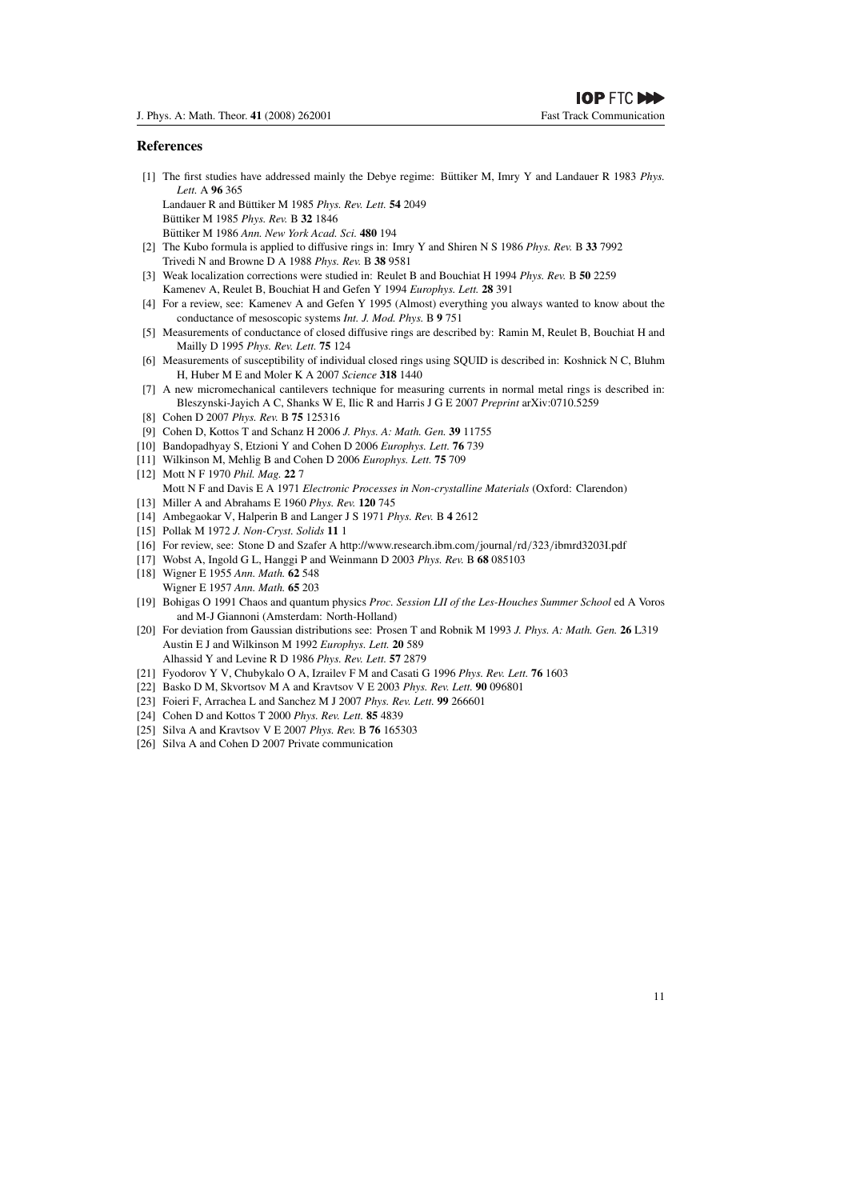## References

[1] The first studies have addressed mainly the Debye regime: Büttiker M, Imry Y and Landauer R 1983 *Phys. Lett.* A **96** 365
Landauer R and Büttiker M 1985 *Phys. Rev. Lett.* **54** 2049
Büttiker M 1985 *Phys. Rev.* B **32** 1846
Büttiker M 1986 *Ann. New York Acad. Sci.* **480** 194

[2] The Kubo formula is applied to diffusive rings in: Imry Y and Shiren N S 1986 *Phys. Rev.* B **33** 7992
Trivedi N and Browne D A 1988 *Phys. Rev.* B **38** 9581

[3] Weak localization corrections were studied in: Reulet B and Bouchiat H 1994 *Phys. Rev.* B **50** 2259
Kamenev A, Reulet B, Bouchiat H and Gefen Y 1994 *Europhys. Lett.* **28** 391

[4] For a review, see: Kamenev A and Gefen Y 1995 (Almost) everything you always wanted to know about the conductance of mesoscopic systems *Int. J. Mod. Phys.* B **9** 751

[5] Measurements of conductance of closed diffusive rings are described by: Ramin M, Reulet B, Bouchiat H and Mailly D 1995 *Phys. Rev. Lett.* **75** 124

[6] Measurements of susceptibility of individual closed rings using SQUID is described in: Koshnick N C, Bluhm H, Huber M E and Moler K A 2007 *Science* **318** 1440

[7] A new micromechanical cantilevers technique for measuring currents in normal metal rings is described in: Bleszynski-Jayich A C, Shanks W E, Ilic R and Harris J G E 2007 *Preprint* arXiv:0710.5259

[8] Cohen D 2007 *Phys. Rev.* B **75** 125316

[9] Cohen D, Kottos T and Schanz H 2006 *J. Phys. A: Math. Gen.* **39** 11755

[10] Bandopadhyay S, Etzioni Y and Cohen D 2006 *Europhys. Lett.* **76** 739

[11] Wilkinson M, Mehlig B and Cohen D 2006 *Europhys. Lett.* **75** 709

[12] Mott N F 1970 *Phil. Mag.* **22** 7
Mott N F and Davis E A 1971 *Electronic Processes in Non-crystalline Materials* (Oxford: Clarendon)

[13] Miller A and Abrahams E 1960 *Phys. Rev.* **120** 745

[14] Ambegaokar V, Halperin B and Langer J S 1971 *Phys. Rev.* B **4** 2612

[15] Pollak M 1972 *J. Non-Cryst. Solids* **11** 1

[16] For review, see: Stone D and Szafer A http://www.research.ibm.com/journal/rd/323/ibmrd3203I.pdf

[17] Wobst A, Ingold G L, Hanggi P and Weinmann D 2003 *Phys. Rev.* B **68** 085103

[18] Wigner E 1955 *Ann. Math.* **62** 548
Wigner E 1957 *Ann. Math.* **65** 203

[19] Bohigas O 1991 Chaos and quantum physics *Proc. Session LII of the Les-Houches Summer School* ed A Voros and M-J Giannoni (Amsterdam: North-Holland)

[20] For deviation from Gaussian distributions see: Prosen T and Robnik M 1993 *J. Phys. A: Math. Gen.* **26** L319
Austin E J and Wilkinson M 1992 *Europhys. Lett.* **20** 589
Alhassid Y and Levine R D 1986 *Phys. Rev. Lett.* **57** 2879

[21] Fyodorov Y V, Chubykalo O A, Izrailev F M and Casati G 1996 *Phys. Rev. Lett.* **76** 1603

[22] Basko D M, Skvortsov M A and Kravtsov V E 2003 *Phys. Rev. Lett.* **90** 096801

[23] Foieri F, Arrachea L and Sanchez M J 2007 *Phys. Rev. Lett.* **99** 266601

[24] Cohen D and Kottos T 2000 *Phys. Rev. Lett.* **85** 4839

[25] Silva A and Kravtsov V E 2007 *Phys. Rev.* B **76** 165303

[26] Silva A and Cohen D 2007 Private communication